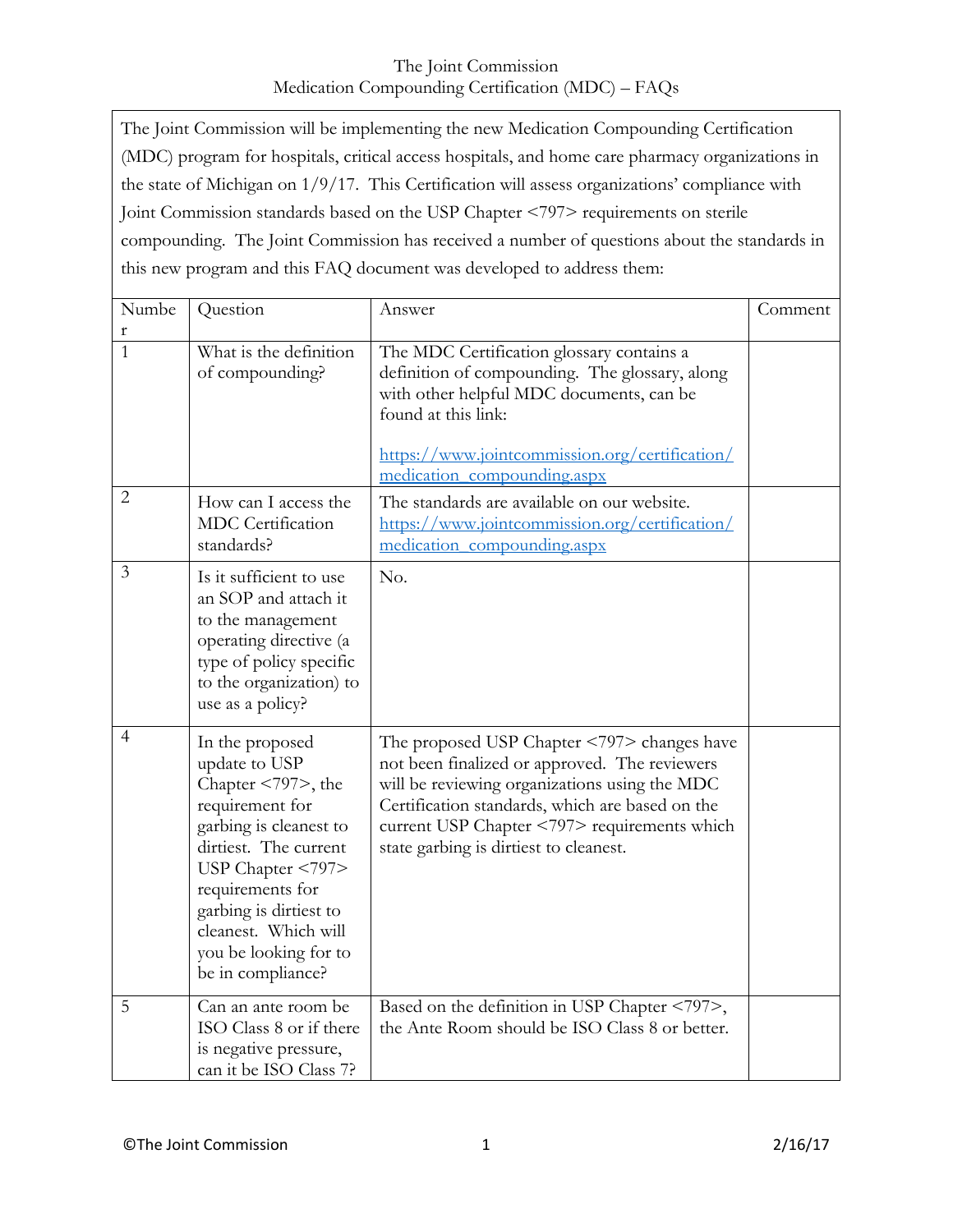# The Joint Commission
## Medication Compounding Certification (MDC) – FAQs

The Joint Commission will be implementing the new Medication Compounding Certification (MDC) program for hospitals, critical access hospitals, and home care pharmacy organizations in the state of Michigan on 1/9/17. This Certification will assess organizations' compliance with Joint Commission standards based on the USP Chapter <797> requirements on sterile compounding. The Joint Commission has received a number of questions about the standards in this new program and this FAQ document was developed to address them:

| Number | Question | Answer | Comment |
|---|---|---|---|
| 1 | What is the definition of compounding? | The MDC Certification glossary contains a definition of compounding. The glossary, along with other helpful MDC documents, can be found at this link: https://www.jointcommission.org/certification/medication_compounding.aspx | |
| 2 | How can I access the MDC Certification standards? | The standards are available on our website. https://www.jointcommission.org/certification/medication_compounding.aspx | |
| 3 | Is it sufficient to use an SOP and attach it to the management operating directive (a type of policy specific to the organization) to use as a policy? | No. | |
| 4 | In the proposed update to USP Chapter <797>, the requirement for garbing is cleanest to dirtiest. The current USP Chapter <797> requirements for garbing is dirtiest to cleanest. Which will you be looking for to be in compliance? | The proposed USP Chapter <797> changes have not been finalized or approved. The reviewers will be reviewing organizations using the MDC Certification standards, which are based on the current USP Chapter <797> requirements which state garbing is dirtiest to cleanest. | |
| 5 | Can an ante room be ISO Class 8 or if there is negative pressure, can it be ISO Class 7? | Based on the definition in USP Chapter <797>, the Ante Room should be ISO Class 8 or better. | |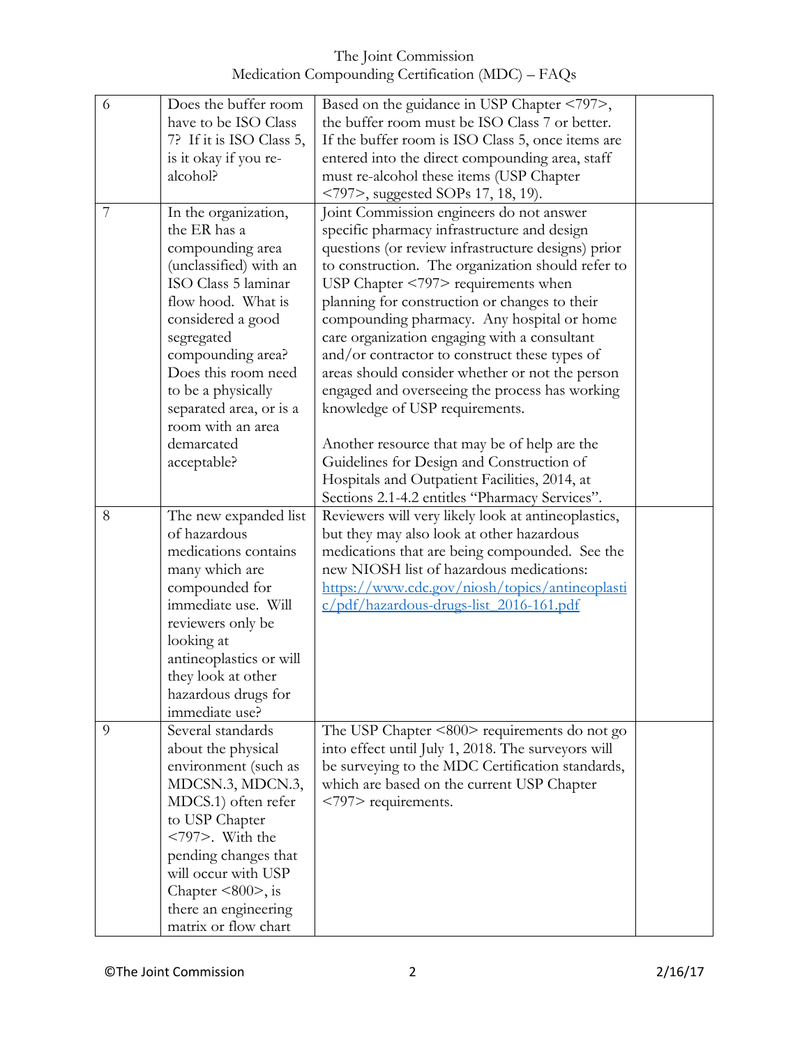| 6 | Does the buffer room have to be ISO Class 7? If it is ISO Class 5, is it okay if you re-alcohol? | Based on the guidance in USP Chapter <797>, the buffer room must be ISO Class 7 or better. If the buffer room is ISO Class 5, once items are entered into the direct compounding area, staff must re-alcohol these items (USP Chapter <797>, suggested SOPs 17, 18, 19). | |
|---|---|---|---|
| 7 | In the organization, the ER has a compounding area (unclassified) with an ISO Class 5 laminar flow hood. What is considered a good segregated compounding area? Does this room need to be a physically separated area, or is a room with an area demarcated acceptable? | Joint Commission engineers do not answer specific pharmacy infrastructure and design questions (or review infrastructure designs) prior to construction. The organization should refer to USP Chapter <797> requirements when planning for construction or changes to their compounding pharmacy. Any hospital or home care organization engaging with a consultant and/or contractor to construct these types of areas should consider whether or not the person engaged and overseeing the process has working knowledge of USP requirements.<br><br>Another resource that may be of help are the Guidelines for Design and Construction of Hospitals and Outpatient Facilities, 2014, at Sections 2.1-4.2 entitles "Pharmacy Services". | |
| 8 | The new expanded list of hazardous medications contains many which are compounded for immediate use. Will reviewers only be looking at antineoplastics or will they look at other hazardous drugs for immediate use? | Reviewers will very likely look at antineoplastics, but they may also look at other hazardous medications that are being compounded. See the new NIOSH list of hazardous medications: https://www.cdc.gov/niosh/topics/antineoplastic/pdf/hazardous-drugs-list_2016-161.pdf | |
| 9 | Several standards about the physical environment (such as MDCSN.3, MDCN.3, MDCS.1) often refer to USP Chapter <797>. With the pending changes that will occur with USP Chapter <800>, is there an engineering matrix or flow chart | The USP Chapter <800> requirements do not go into effect until July 1, 2018. The surveyors will be surveying to the MDC Certification standards, which are based on the current USP Chapter <797> requirements. | |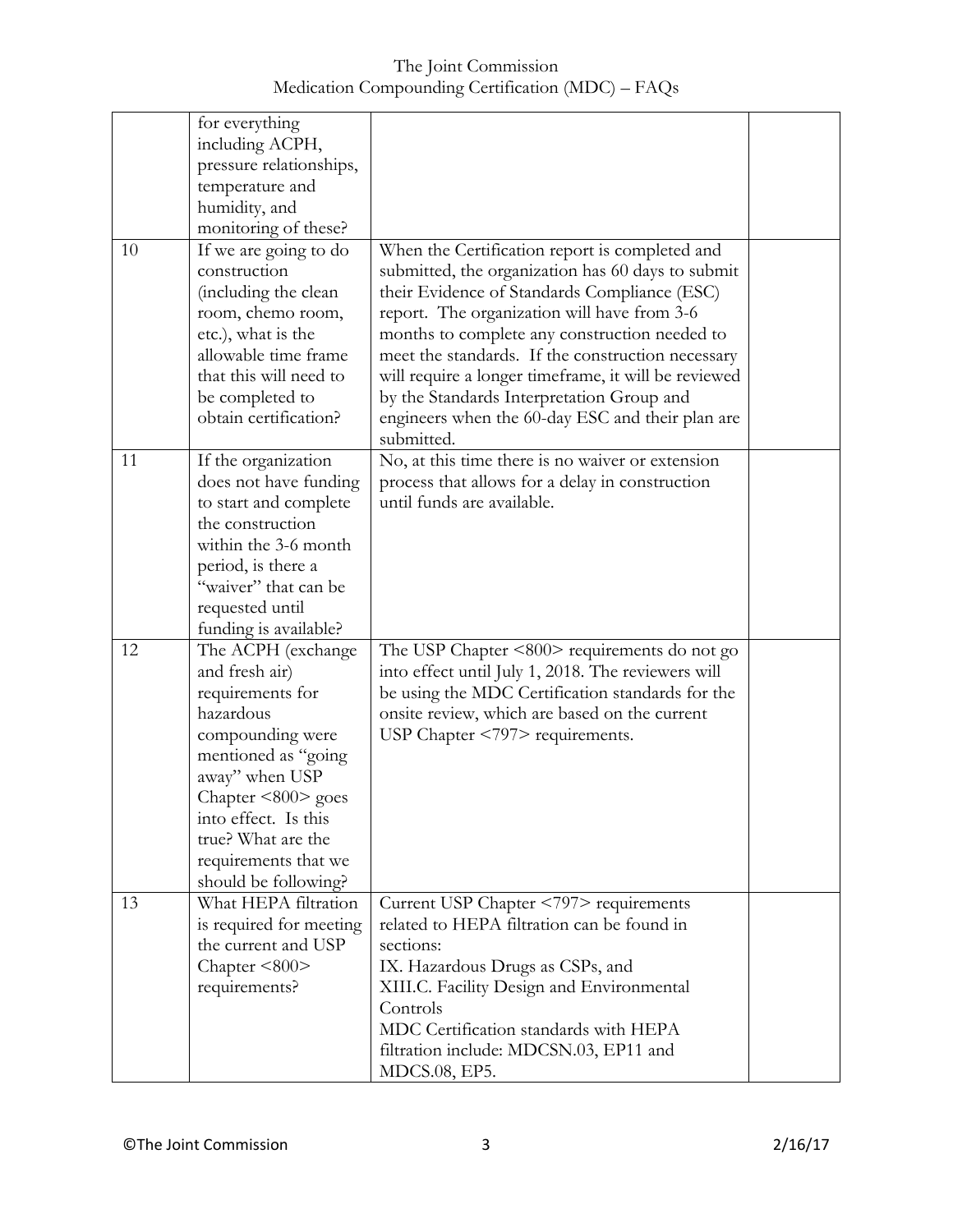| | | | |
|---|---|---|---|
| | for everything including ACPH, pressure relationships, temperature and humidity, and monitoring of these? | | |
| 10 | If we are going to do construction (including the clean room, chemo room, etc.), what is the allowable time frame that this will need to be completed to obtain certification? | When the Certification report is completed and submitted, the organization has 60 days to submit their Evidence of Standards Compliance (ESC) report. The organization will have from 3-6 months to complete any construction needed to meet the standards. If the construction necessary will require a longer timeframe, it will be reviewed by the Standards Interpretation Group and engineers when the 60-day ESC and their plan are submitted. | |
| 11 | If the organization does not have funding to start and complete the construction within the 3-6 month period, is there a "waiver" that can be requested until funding is available? | No, at this time there is no waiver or extension process that allows for a delay in construction until funds are available. | |
| 12 | The ACPH (exchange and fresh air) requirements for hazardous compounding were mentioned as "going away" when USP Chapter <800> goes into effect. Is this true? What are the requirements that we should be following? | The USP Chapter <800> requirements do not go into effect until July 1, 2018. The reviewers will be using the MDC Certification standards for the onsite review, which are based on the current USP Chapter <797> requirements. | |
| 13 | What HEPA filtration is required for meeting the current and USP Chapter <800> requirements? | Current USP Chapter <797> requirements related to HEPA filtration can be found in sections:<br>IX. Hazardous Drugs as CSPs, and<br>XIII.C. Facility Design and Environmental Controls<br>MDC Certification standards with HEPA filtration include: MDCSN.03, EP11 and MDCS.08, EP5. | |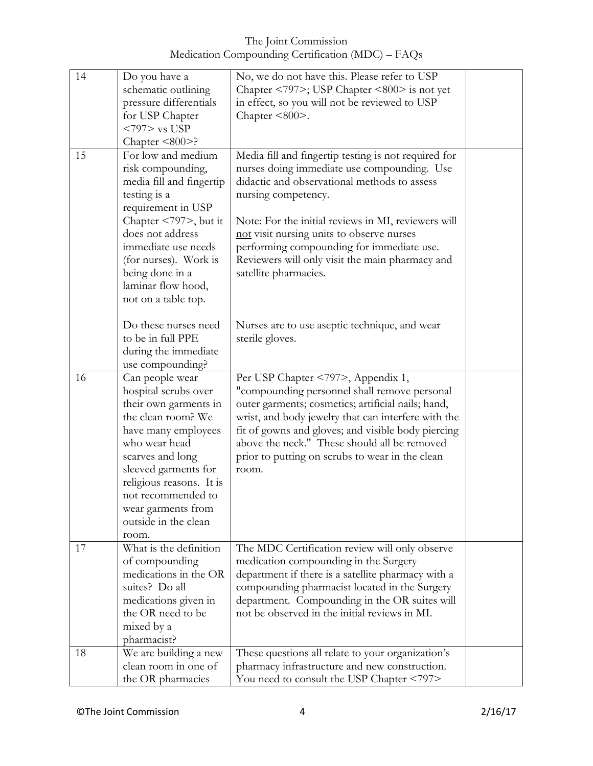| 14 | Do you have a schematic outlining pressure differentials for USP Chapter <797> vs USP Chapter <800>? | No, we do not have this. Please refer to USP Chapter <797>; USP Chapter <800> is not yet in effect, so you will not be reviewed to USP Chapter <800>. | |
|---|---|---|---|
| 15 | For low and medium risk compounding, media fill and fingertip testing is a requirement in USP Chapter <797>, but it does not address immediate use needs (for nurses). Work is being done in a laminar flow hood, not on a table top.<br><br>Do these nurses need to be in full PPE during the immediate use compounding? | Media fill and fingertip testing is not required for nurses doing immediate use compounding. Use didactic and observational methods to assess nursing competency.<br><br>Note: For the initial reviews in MI, reviewers will <u>not</u> visit nursing units to observe nurses performing compounding for immediate use. Reviewers will only visit the main pharmacy and satellite pharmacies.<br><br>Nurses are to use aseptic technique, and wear sterile gloves. | |
| 16 | Can people wear hospital scrubs over their own garments in the clean room? We have many employees who wear head scarves and long sleeved garments for religious reasons. It is not recommended to wear garments from outside in the clean room. | Per USP Chapter <797>, Appendix 1, "compounding personnel shall remove personal outer garments; cosmetics; artificial nails; hand, wrist, and body jewelry that can interfere with the fit of gowns and gloves; and visible body piercing above the neck." These should all be removed prior to putting on scrubs to wear in the clean room. | |
| 17 | What is the definition of compounding medications in the OR suites? Do all medications given in the OR need to be mixed by a pharmacist? | The MDC Certification review will only observe medication compounding in the Surgery department if there is a satellite pharmacy with a compounding pharmacist located in the Surgery department. Compounding in the OR suites will not be observed in the initial reviews in MI. | |
| 18 | We are building a new clean room in one of the OR pharmacies | These questions all relate to your organization's pharmacy infrastructure and new construction. You need to consult the USP Chapter <797> | |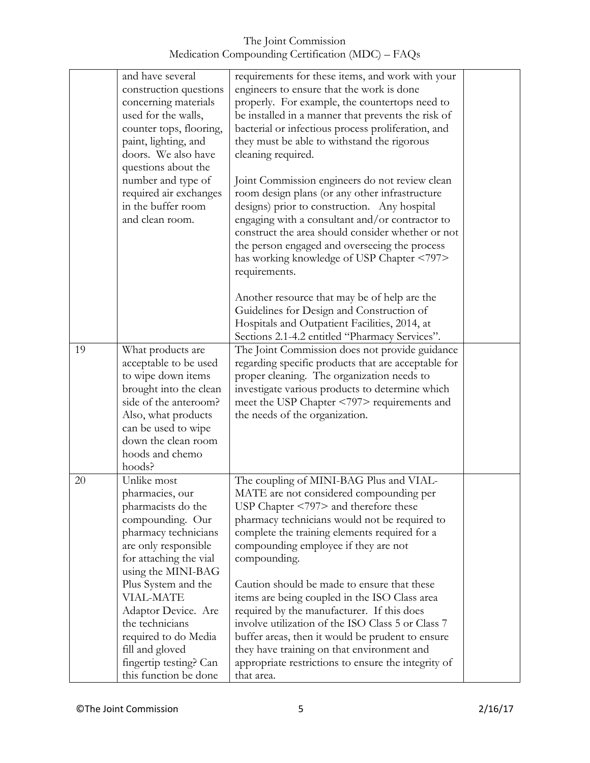| | | | |
|---|---|---|---|
| | and have several construction questions concerning materials used for the walls, counter tops, flooring, paint, lighting, and doors. We also have questions about the number and type of required air exchanges in the buffer room and clean room. | requirements for these items, and work with your engineers to ensure that the work is done properly. For example, the countertops need to be installed in a manner that prevents the risk of bacterial or infectious process proliferation, and they must be able to withstand the rigorous cleaning required.<br><br>Joint Commission engineers do not review clean room design plans (or any other infrastructure designs) prior to construction. Any hospital engaging with a consultant and/or contractor to construct the area should consider whether or not the person engaged and overseeing the process has working knowledge of USP Chapter <797> requirements.<br><br>Another resource that may be of help are the Guidelines for Design and Construction of Hospitals and Outpatient Facilities, 2014, at Sections 2.1-4.2 entitled "Pharmacy Services". | |
| 19 | What products are acceptable to be used to wipe down items brought into the clean side of the anteroom? Also, what products can be used to wipe down the clean room hoods and chemo hoods? | The Joint Commission does not provide guidance regarding specific products that are acceptable for proper cleaning. The organization needs to investigate various products to determine which meet the USP Chapter <797> requirements and the needs of the organization. | |
| 20 | Unlike most pharmacies, our pharmacists do the compounding. Our pharmacy technicians are only responsible for attaching the vial using the MINI-BAG Plus System and the VIAL-MATE Adaptor Device. Are the technicians required to do Media fill and gloved fingertip testing? Can this function be done | The coupling of MINI-BAG Plus and VIAL-MATE are not considered compounding per USP Chapter <797> and therefore these pharmacy technicians would not be required to complete the training elements required for a compounding employee if they are not compounding.<br><br>Caution should be made to ensure that these items are being coupled in the ISO Class area required by the manufacturer. If this does involve utilization of the ISO Class 5 or Class 7 buffer areas, then it would be prudent to ensure they have training on that environment and appropriate restrictions to ensure the integrity of that area. | |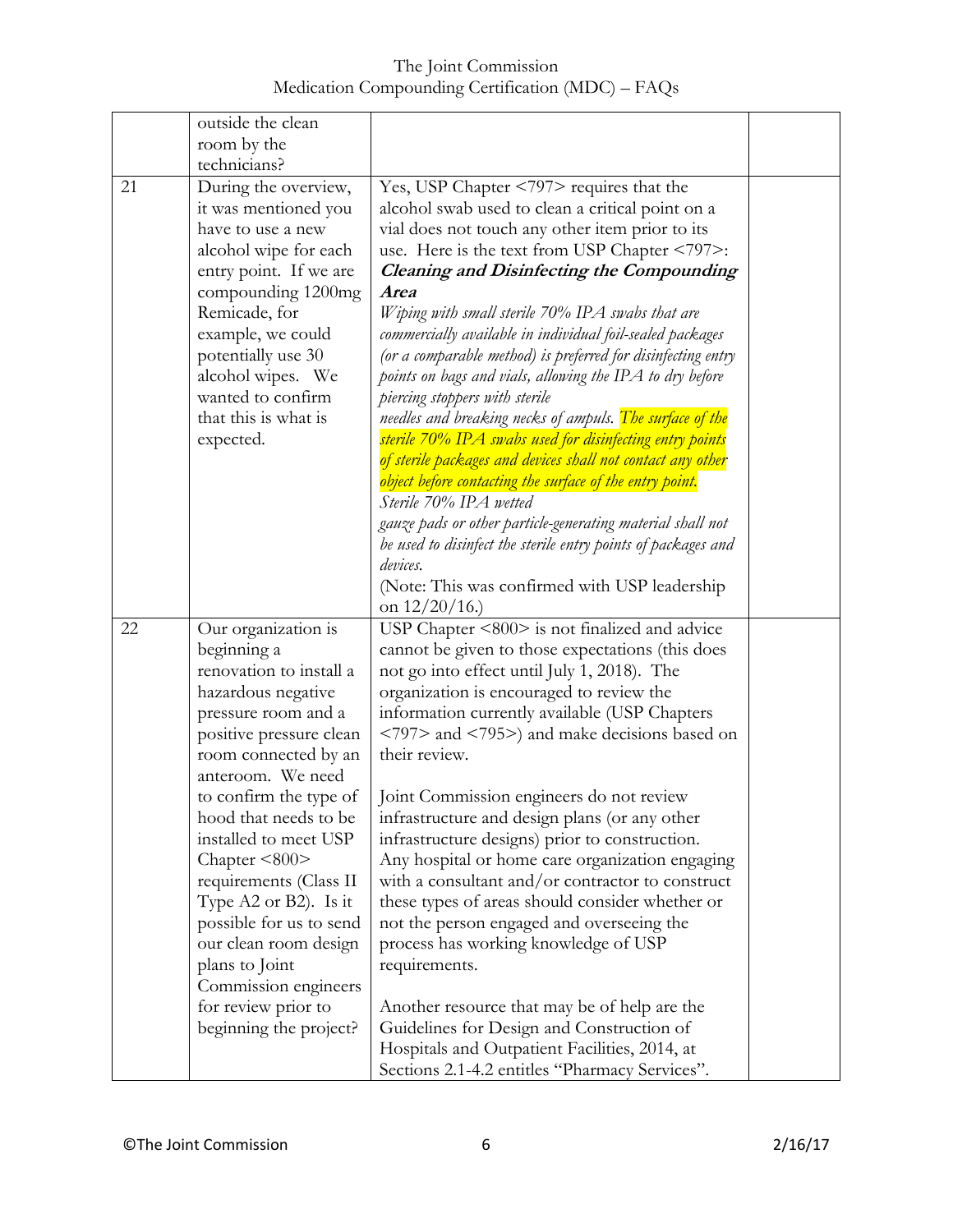| | | | |
|---|---|---|---|
| | outside the clean room by the technicians? | | |
| 21 | During the overview, it was mentioned you have to use a new alcohol wipe for each entry point. If we are compounding 1200mg Remicade, for example, we could potentially use 30 alcohol wipes. We wanted to confirm that this is what is expected. | Yes, USP Chapter <797> requires that the alcohol swab used to clean a critical point on a vial does not touch any other item prior to its use. Here is the text from USP Chapter <797>: ***Cleaning and Disinfecting the Compounding Area*** *Wiping with small sterile 70% IPA swabs that are commercially available in individual foil-sealed packages (or a comparable method) is preferred for disinfecting entry points on bags and vials, allowing the IPA to dry before piercing stoppers with sterile needles and breaking necks of ampuls. The surface of the sterile 70% IPA swabs used for disinfecting entry points of sterile packages and devices shall not contact any other object before contacting the surface of the entry point. Sterile 70% IPA wetted gauze pads or other particle-generating material shall not be used to disinfect the sterile entry points of packages and devices.* (Note: This was confirmed with USP leadership on 12/20/16.) | |
| 22 | Our organization is beginning a renovation to install a hazardous negative pressure room and a positive pressure clean room connected by an anteroom. We need to confirm the type of hood that needs to be installed to meet USP Chapter <800> requirements (Class II Type A2 or B2). Is it possible for us to send our clean room design plans to Joint Commission engineers for review prior to beginning the project? | USP Chapter <800> is not finalized and advice cannot be given to those expectations (this does not go into effect until July 1, 2018). The organization is encouraged to review the information currently available (USP Chapters <797> and <795>) and make decisions based on their review.<br><br>Joint Commission engineers do not review infrastructure and design plans (or any other infrastructure designs) prior to construction. Any hospital or home care organization engaging with a consultant and/or contractor to construct these types of areas should consider whether or not the person engaged and overseeing the process has working knowledge of USP requirements.<br><br>Another resource that may be of help are the Guidelines for Design and Construction of Hospitals and Outpatient Facilities, 2014, at Sections 2.1-4.2 entitles "Pharmacy Services". | |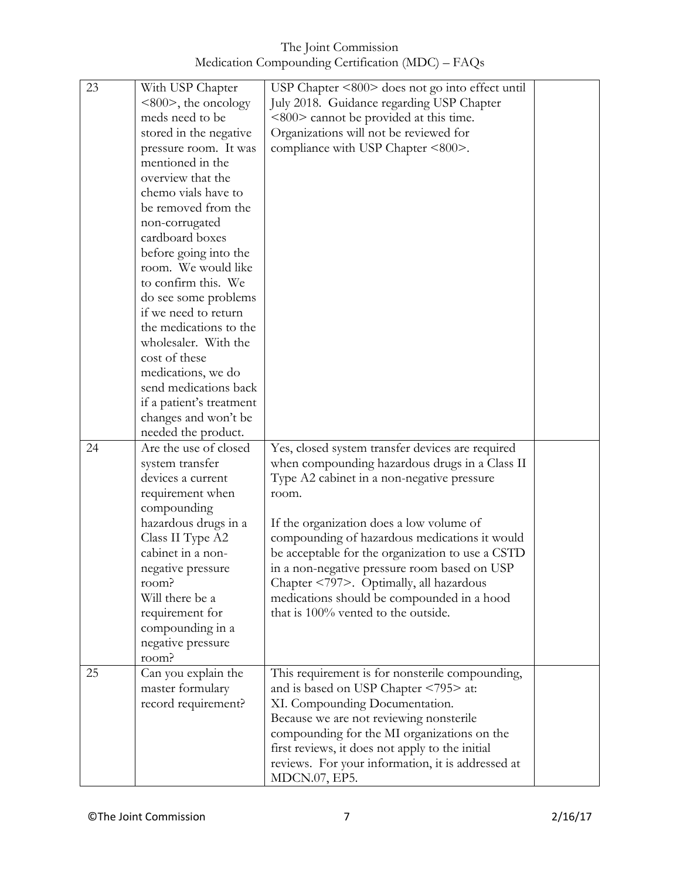| 23 | With USP Chapter <800>, the oncology meds need to be stored in the negative pressure room. It was mentioned in the overview that the chemo vials have to be removed from the non-corrugated cardboard boxes before going into the room. We would like to confirm this. We do see some problems if we need to return the medications to the wholesaler. With the cost of these medications, we do send medications back if a patient's treatment changes and won't be needed the product. | USP Chapter <800> does not go into effect until July 2018. Guidance regarding USP Chapter <800> cannot be provided at this time. Organizations will not be reviewed for compliance with USP Chapter <800>. | |
|---|---|---|---|
| 24 | Are the use of closed system transfer devices a current requirement when compounding hazardous drugs in a Class II Type A2 cabinet in a non-negative pressure room?<br>Will there be a requirement for compounding in a negative pressure room? | Yes, closed system transfer devices are required when compounding hazardous drugs in a Class II Type A2 cabinet in a non-negative pressure room.<br><br>If the organization does a low volume of compounding of hazardous medications it would be acceptable for the organization to use a CSTD in a non-negative pressure room based on USP Chapter <797>. Optimally, all hazardous medications should be compounded in a hood that is 100% vented to the outside. | |
| 25 | Can you explain the master formulary record requirement? | This requirement is for nonsterile compounding, and is based on USP Chapter <795> at:<br>XI. Compounding Documentation.<br>Because we are not reviewing nonsterile compounding for the MI organizations on the first reviews, it does not apply to the initial reviews. For your information, it is addressed at MDCN.07, EP5. | |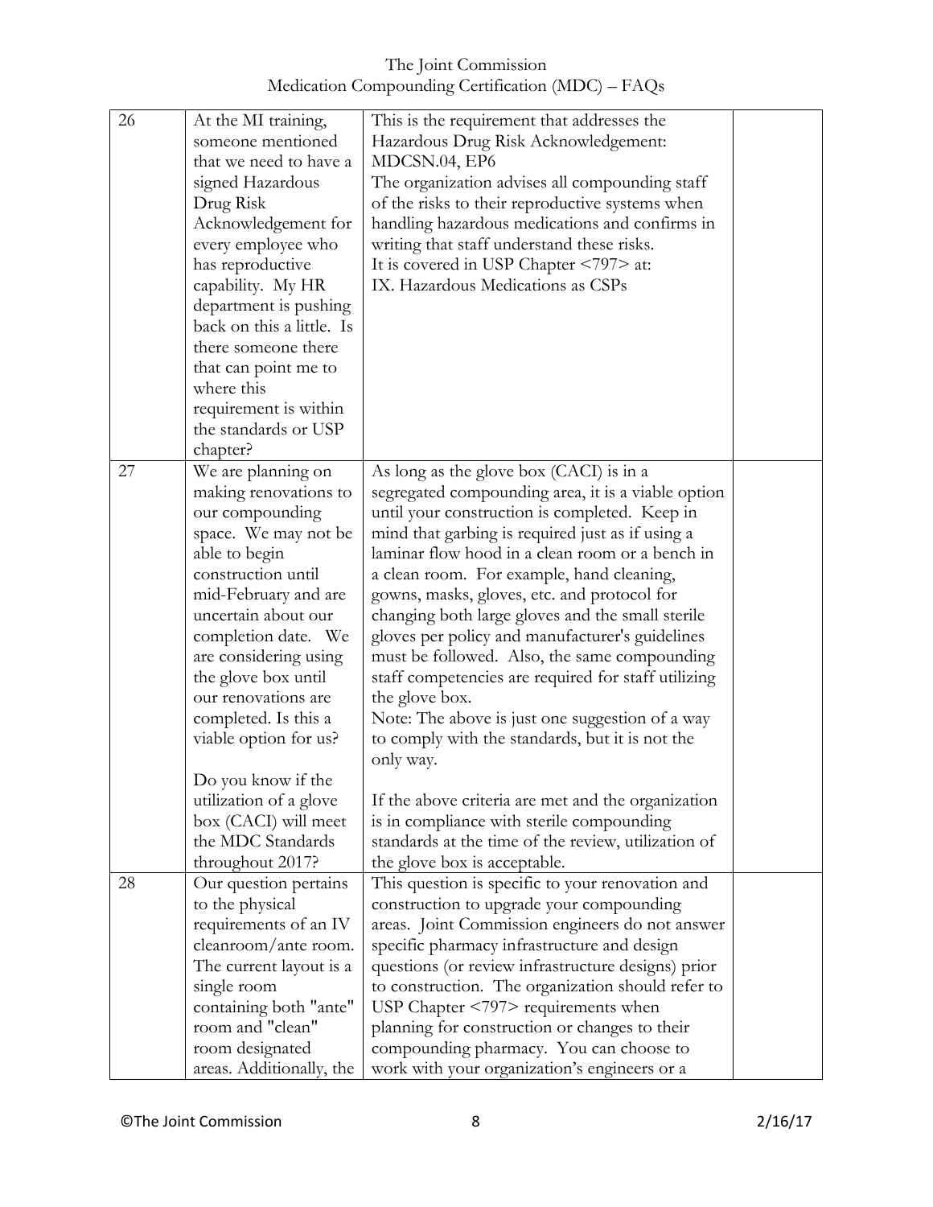| 26 | At the MI training, someone mentioned that we need to have a signed Hazardous Drug Risk Acknowledgement for every employee who has reproductive capability. My HR department is pushing back on this a little. Is there someone there that can point me to where this requirement is within the standards or USP chapter? | This is the requirement that addresses the Hazardous Drug Risk Acknowledgement: MDCSN.04, EP6<br>The organization advises all compounding staff of the risks to their reproductive systems when handling hazardous medications and confirms in writing that staff understand these risks.<br>It is covered in USP Chapter <797> at:<br>IX. Hazardous Medications as CSPs | |
|---|---|---|---|
| 27 | We are planning on making renovations to our compounding space. We may not be able to begin construction until mid-February and are uncertain about our completion date. We are considering using the glove box until our renovations are completed. Is this a viable option for us?<br><br>Do you know if the utilization of a glove box (CACI) will meet the MDC Standards throughout 2017? | As long as the glove box (CACI) is in a segregated compounding area, it is a viable option until your construction is completed. Keep in mind that garbing is required just as if using a laminar flow hood in a clean room or a bench in a clean room. For example, hand cleaning, gowns, masks, gloves, etc. and protocol for changing both large gloves and the small sterile gloves per policy and manufacturer's guidelines must be followed. Also, the same compounding staff competencies are required for staff utilizing the glove box.<br>Note: The above is just one suggestion of a way to comply with the standards, but it is not the only way.<br><br>If the above criteria are met and the organization is in compliance with sterile compounding standards at the time of the review, utilization of the glove box is acceptable. | |
| 28 | Our question pertains to the physical requirements of an IV cleanroom/ante room. The current layout is a single room containing both "ante" room and "clean" room designated areas. Additionally, the | This question is specific to your renovation and construction to upgrade your compounding areas. Joint Commission engineers do not answer specific pharmacy infrastructure and design questions (or review infrastructure designs) prior to construction. The organization should refer to USP Chapter <797> requirements when planning for construction or changes to their compounding pharmacy. You can choose to work with your organization's engineers or a | |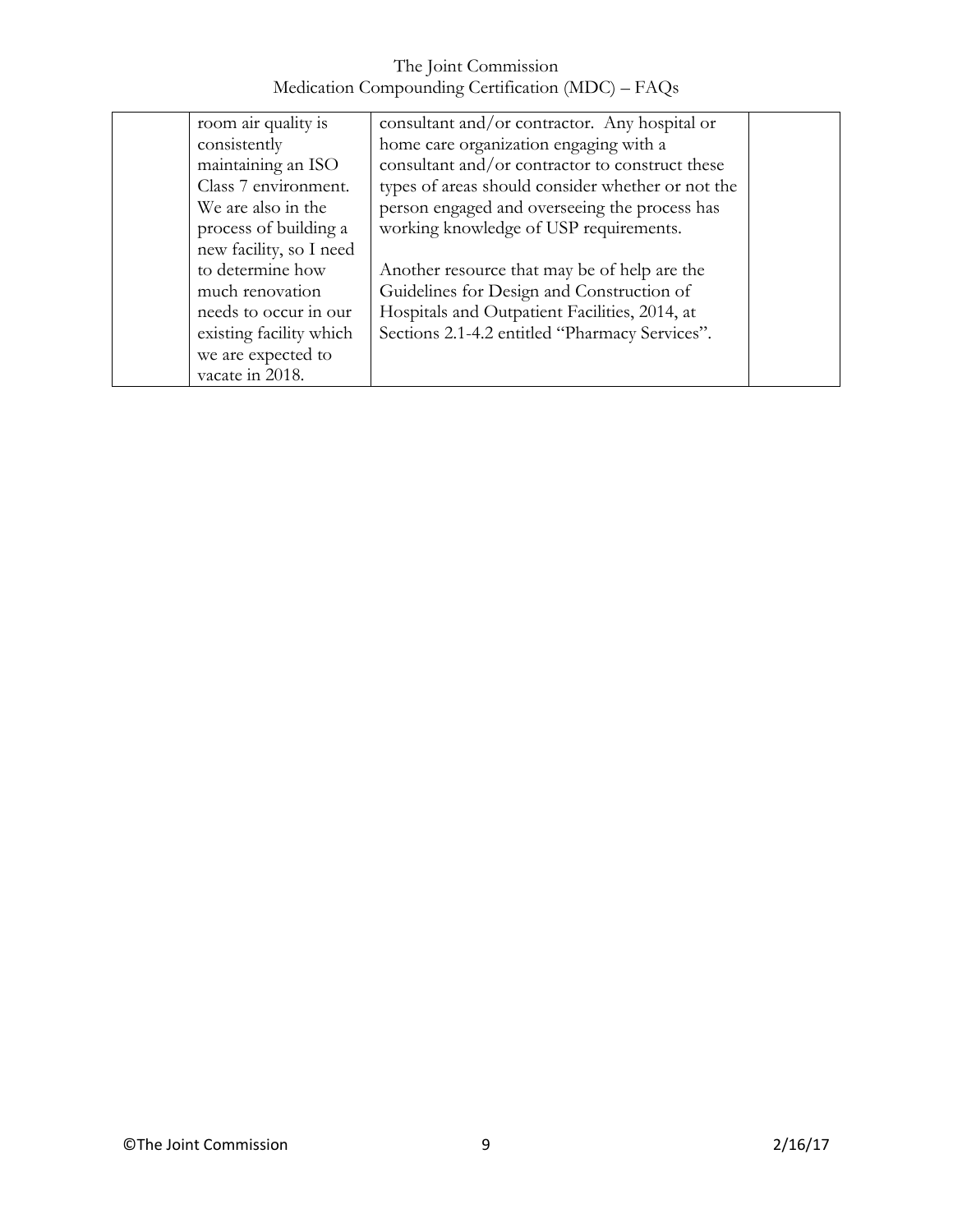| | | | |
|---|---|---|---|
| | room air quality is consistently maintaining an ISO Class 7 environment. We are also in the process of building a new facility, so I need to determine how much renovation needs to occur in our existing facility which we are expected to vacate in 2018. | consultant and/or contractor. Any hospital or home care organization engaging with a consultant and/or contractor to construct these types of areas should consider whether or not the person engaged and overseeing the process has working knowledge of USP requirements.<br><br>Another resource that may be of help are the Guidelines for Design and Construction of Hospitals and Outpatient Facilities, 2014, at Sections 2.1-4.2 entitled "Pharmacy Services". | |